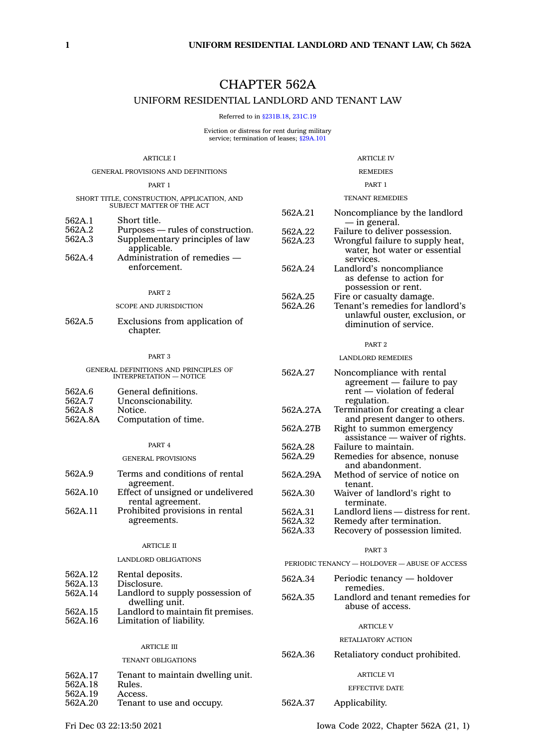# CHAPTER 562A

## UNIFORM RESIDENTIAL LANDLORD AND TENANT LAW

Referred to in §231B.18, 231C.19

Eviction or distress for rent during military service; termination of leases; §29A.101

### ARTICLE I

### GENERAL PROVISIONS AND DEFINITIONS

#### PART 1

#### SHORT TITLE, CONSTRUCTION, APPLICATION, AND SUBJECT MATTER OF THE ACT

562A.1 Short title.
562A.2 Purposes — rules of construction.
562A.3 Supplementary principles of law applicable.
562A.4 Administration of remedies — enforcement.

#### PART 2

#### SCOPE AND JURISDICTION

562A.5 Exclusions from application of chapter.

#### PART 3

#### GENERAL DEFINITIONS AND PRINCIPLES OF INTERPRETATION — NOTICE

562A.6 General definitions.
562A.7 Unconscionability.
562A.8 Notice.
562A.8A Computation of time.

#### PART 4

#### GENERAL PROVISIONS

562A.9 Terms and conditions of rental agreement.
562A.10 Effect of unsigned or undelivered rental agreement.
562A.11 Prohibited provisions in rental agreements.

### ARTICLE II

### LANDLORD OBLIGATIONS

562A.12 Rental deposits.
562A.13 Disclosure.
562A.14 Landlord to supply possession of dwelling unit.
562A.15 Landlord to maintain fit premises.
562A.16 Limitation of liability.

### ARTICLE III

### TENANT OBLIGATIONS

562A.17 Tenant to maintain dwelling unit.
562A.18 Rules.
562A.19 Access.
562A.20 Tenant to use and occupy.

### ARTICLE IV

### REMEDIES

#### PART 1

#### TENANT REMEDIES

562A.21 Noncompliance by the landlord — in general.
562A.22 Failure to deliver possession.
562A.23 Wrongful failure to supply heat, water, hot water or essential services.
562A.24 Landlord's noncompliance as defense to action for possession or rent.
562A.25 Fire or casualty damage.
562A.26 Tenant's remedies for landlord's unlawful ouster, exclusion, or diminution of service.

#### PART 2

#### LANDLORD REMEDIES

562A.27 Noncompliance with rental agreement — failure to pay rent — violation of federal regulation.
562A.27A Termination for creating a clear and present danger to others.
562A.27B Right to summon emergency assistance — waiver of rights.
562A.28 Failure to maintain.
562A.29 Remedies for absence, nonuse and abandonment.
562A.29A Method of service of notice on tenant.
562A.30 Waiver of landlord's right to terminate.
562A.31 Landlord liens — distress for rent.
562A.32 Remedy after termination.
562A.33 Recovery of possession limited.

#### PART 3

#### PERIODIC TENANCY — HOLDOVER — ABUSE OF ACCESS

562A.34 Periodic tenancy — holdover remedies.
562A.35 Landlord and tenant remedies for abuse of access.

### ARTICLE V

### RETALIATORY ACTION

562A.36 Retaliatory conduct prohibited.

### ARTICLE VI

### EFFECTIVE DATE

562A.37 Applicability.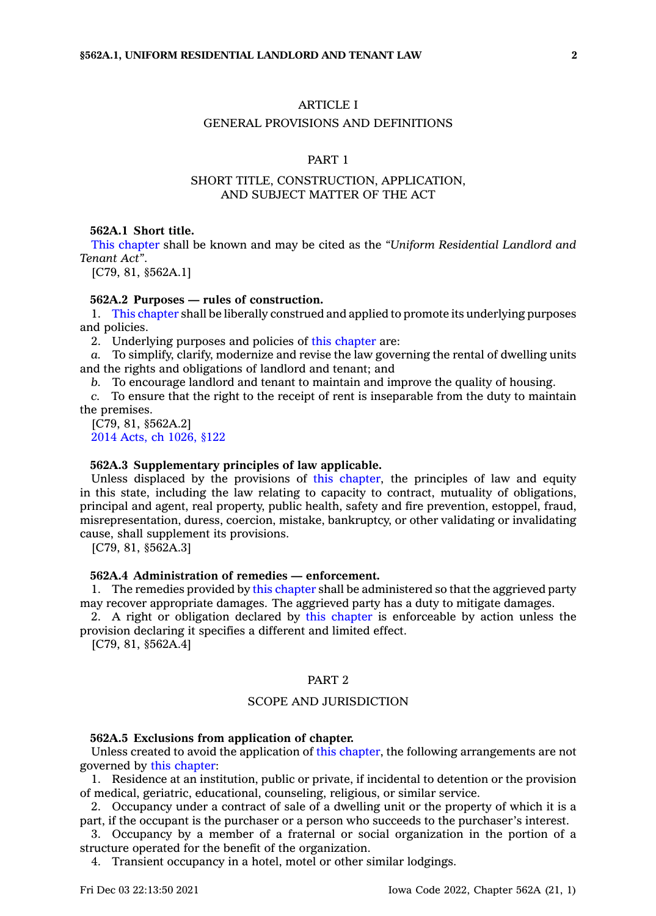## ARTICLE I

## GENERAL PROVISIONS AND DEFINITIONS

### PART 1

### SHORT TITLE, CONSTRUCTION, APPLICATION, AND SUBJECT MATTER OF THE ACT

**562A.1 Short title.**

This chapter shall be known and may be cited as the *"Uniform Residential Landlord and Tenant Act"*.

[C79, 81, §562A.1]

**562A.2 Purposes — rules of construction.**

1. This chapter shall be liberally construed and applied to promote its underlying purposes and policies.

2. Underlying purposes and policies of this chapter are:

*a.* To simplify, clarify, modernize and revise the law governing the rental of dwelling units and the rights and obligations of landlord and tenant; and

*b.* To encourage landlord and tenant to maintain and improve the quality of housing.

*c.* To ensure that the right to the receipt of rent is inseparable from the duty to maintain the premises.

[C79, 81, §562A.2]

2014 Acts, ch 1026, §122

**562A.3 Supplementary principles of law applicable.**

Unless displaced by the provisions of this chapter, the principles of law and equity in this state, including the law relating to capacity to contract, mutuality of obligations, principal and agent, real property, public health, safety and fire prevention, estoppel, fraud, misrepresentation, duress, coercion, mistake, bankruptcy, or other validating or invalidating cause, shall supplement its provisions.

[C79, 81, §562A.3]

**562A.4 Administration of remedies — enforcement.**

1. The remedies provided by this chapter shall be administered so that the aggrieved party may recover appropriate damages. The aggrieved party has a duty to mitigate damages.

2. A right or obligation declared by this chapter is enforceable by action unless the provision declaring it specifies a different and limited effect.

[C79, 81, §562A.4]

### PART 2

### SCOPE AND JURISDICTION

**562A.5 Exclusions from application of chapter.**

Unless created to avoid the application of this chapter, the following arrangements are not governed by this chapter:

1. Residence at an institution, public or private, if incidental to detention or the provision of medical, geriatric, educational, counseling, religious, or similar service.

2. Occupancy under a contract of sale of a dwelling unit or the property of which it is a part, if the occupant is the purchaser or a person who succeeds to the purchaser's interest.

3. Occupancy by a member of a fraternal or social organization in the portion of a structure operated for the benefit of the organization.

4. Transient occupancy in a hotel, motel or other similar lodgings.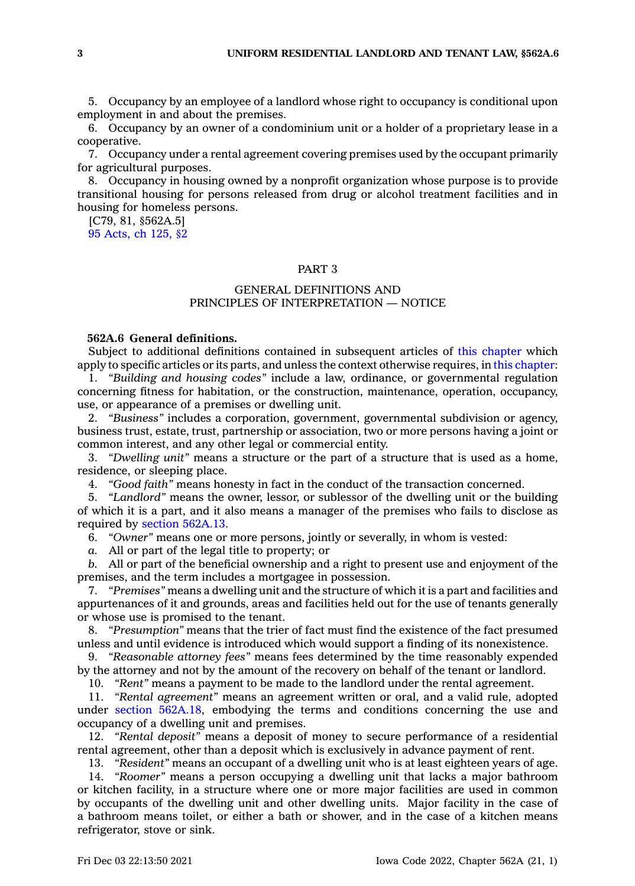5. Occupancy by an employee of a landlord whose right to occupancy is conditional upon employment in and about the premises.

6. Occupancy by an owner of a condominium unit or a holder of a proprietary lease in a cooperative.

7. Occupancy under a rental agreement covering premises used by the occupant primarily for agricultural purposes.

8. Occupancy in housing owned by a nonprofit organization whose purpose is to provide transitional housing for persons released from drug or alcohol treatment facilities and in housing for homeless persons.

[C79, 81, §562A.5]

95 Acts, ch 125, §2

## PART 3

## GENERAL DEFINITIONS AND PRINCIPLES OF INTERPRETATION — NOTICE

**562A.6 General definitions.**

Subject to additional definitions contained in subsequent articles of this chapter which apply to specific articles or its parts, and unless the context otherwise requires, in this chapter:

1. *"Building and housing codes"* include a law, ordinance, or governmental regulation concerning fitness for habitation, or the construction, maintenance, operation, occupancy, use, or appearance of a premises or dwelling unit.

2. *"Business"* includes a corporation, government, governmental subdivision or agency, business trust, estate, trust, partnership or association, two or more persons having a joint or common interest, and any other legal or commercial entity.

3. *"Dwelling unit"* means a structure or the part of a structure that is used as a home, residence, or sleeping place.

4. *"Good faith"* means honesty in fact in the conduct of the transaction concerned.

5. *"Landlord"* means the owner, lessor, or sublessor of the dwelling unit or the building of which it is a part, and it also means a manager of the premises who fails to disclose as required by section 562A.13.

6. *"Owner"* means one or more persons, jointly or severally, in whom is vested:

*a.* All or part of the legal title to property; or

*b.* All or part of the beneficial ownership and a right to present use and enjoyment of the premises, and the term includes a mortgagee in possession.

7. *"Premises"* means a dwelling unit and the structure of which it is a part and facilities and appurtenances of it and grounds, areas and facilities held out for the use of tenants generally or whose use is promised to the tenant.

8. *"Presumption"* means that the trier of fact must find the existence of the fact presumed unless and until evidence is introduced which would support a finding of its nonexistence.

9. *"Reasonable attorney fees"* means fees determined by the time reasonably expended by the attorney and not by the amount of the recovery on behalf of the tenant or landlord.

10. *"Rent"* means a payment to be made to the landlord under the rental agreement.

11. *"Rental agreement"* means an agreement written or oral, and a valid rule, adopted under section 562A.18, embodying the terms and conditions concerning the use and occupancy of a dwelling unit and premises.

12. *"Rental deposit"* means a deposit of money to secure performance of a residential rental agreement, other than a deposit which is exclusively in advance payment of rent.

13. *"Resident"* means an occupant of a dwelling unit who is at least eighteen years of age.

14. *"Roomer"* means a person occupying a dwelling unit that lacks a major bathroom or kitchen facility, in a structure where one or more major facilities are used in common by occupants of the dwelling unit and other dwelling units. Major facility in the case of a bathroom means toilet, or either a bath or shower, and in the case of a kitchen means refrigerator, stove or sink.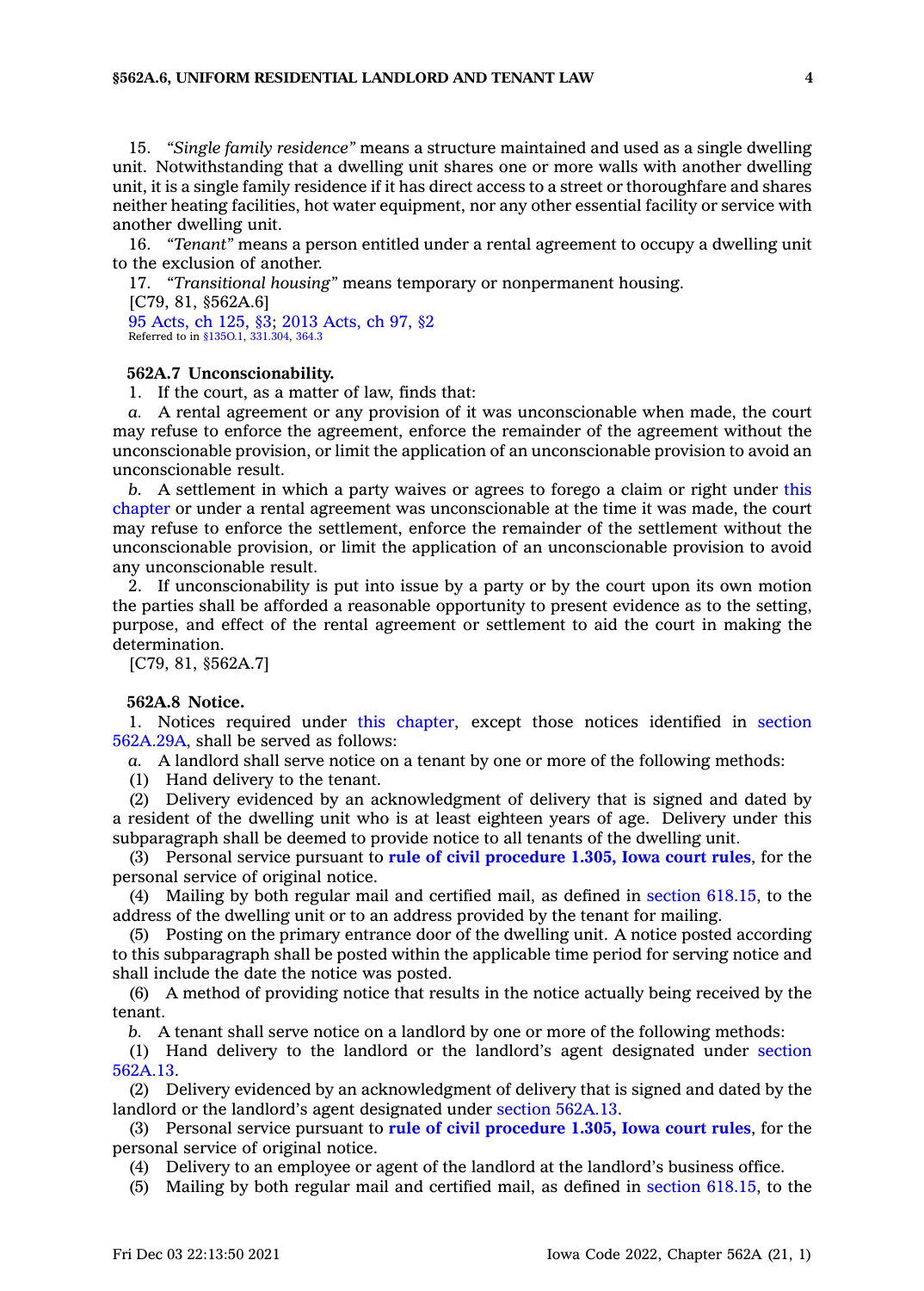15. *"Single family residence"* means a structure maintained and used as a single dwelling unit. Notwithstanding that a dwelling unit shares one or more walls with another dwelling unit, it is a single family residence if it has direct access to a street or thoroughfare and shares neither heating facilities, hot water equipment, nor any other essential facility or service with another dwelling unit.

16. *"Tenant"* means a person entitled under a rental agreement to occupy a dwelling unit to the exclusion of another.

17. *"Transitional housing"* means temporary or nonpermanent housing.

[C79, 81, §562A.6]

95 Acts, ch 125, §3; 2013 Acts, ch 97, §2

Referred to in §135O.1, 331.304, 364.3

**562A.7 Unconscionability.**

1. If the court, as a matter of law, finds that:

*a.* A rental agreement or any provision of it was unconscionable when made, the court may refuse to enforce the agreement, enforce the remainder of the agreement without the unconscionable provision, or limit the application of an unconscionable provision to avoid an unconscionable result.

*b.* A settlement in which a party waives or agrees to forego a claim or right under this chapter or under a rental agreement was unconscionable at the time it was made, the court may refuse to enforce the settlement, enforce the remainder of the settlement without the unconscionable provision, or limit the application of an unconscionable provision to avoid any unconscionable result.

2. If unconscionability is put into issue by a party or by the court upon its own motion the parties shall be afforded a reasonable opportunity to present evidence as to the setting, purpose, and effect of the rental agreement or settlement to aid the court in making the determination.

[C79, 81, §562A.7]

**562A.8 Notice.**

1. Notices required under this chapter, except those notices identified in section 562A.29A, shall be served as follows:

*a.* A landlord shall serve notice on a tenant by one or more of the following methods:

(1) Hand delivery to the tenant.

(2) Delivery evidenced by an acknowledgment of delivery that is signed and dated by a resident of the dwelling unit who is at least eighteen years of age. Delivery under this subparagraph shall be deemed to provide notice to all tenants of the dwelling unit.

(3) Personal service pursuant to **rule of civil procedure 1.305, Iowa court rules**, for the personal service of original notice.

(4) Mailing by both regular mail and certified mail, as defined in section 618.15, to the address of the dwelling unit or to an address provided by the tenant for mailing.

(5) Posting on the primary entrance door of the dwelling unit. A notice posted according to this subparagraph shall be posted within the applicable time period for serving notice and shall include the date the notice was posted.

(6) A method of providing notice that results in the notice actually being received by the tenant.

*b.* A tenant shall serve notice on a landlord by one or more of the following methods:

(1) Hand delivery to the landlord or the landlord's agent designated under section 562A.13.

(2) Delivery evidenced by an acknowledgment of delivery that is signed and dated by the landlord or the landlord's agent designated under section 562A.13.

(3) Personal service pursuant to **rule of civil procedure 1.305, Iowa court rules**, for the personal service of original notice.

(4) Delivery to an employee or agent of the landlord at the landlord's business office.

(5) Mailing by both regular mail and certified mail, as defined in section 618.15, to the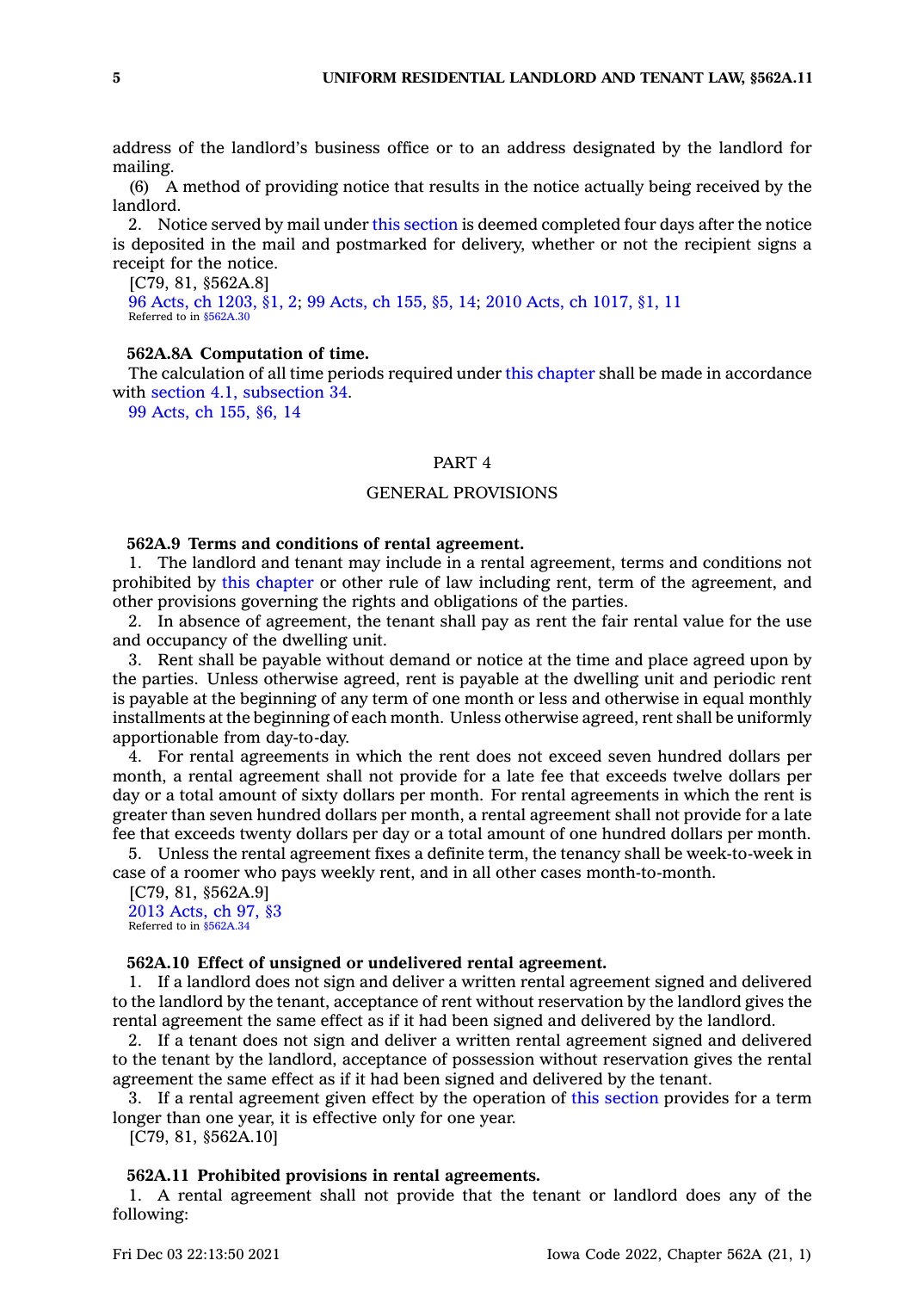address of the landlord's business office or to an address designated by the landlord for mailing.

(6) A method of providing notice that results in the notice actually being received by the landlord.

2. Notice served by mail under this section is deemed completed four days after the notice is deposited in the mail and postmarked for delivery, whether or not the recipient signs a receipt for the notice.

[C79, 81, §562A.8]

96 Acts, ch 1203, §1, 2; 99 Acts, ch 155, §5, 14; 2010 Acts, ch 1017, §1, 11

Referred to in §562A.30

**562A.8A Computation of time.**

The calculation of all time periods required under this chapter shall be made in accordance with section 4.1, subsection 34.

99 Acts, ch 155, §6, 14

## PART 4

## GENERAL PROVISIONS

**562A.9 Terms and conditions of rental agreement.**

1. The landlord and tenant may include in a rental agreement, terms and conditions not prohibited by this chapter or other rule of law including rent, term of the agreement, and other provisions governing the rights and obligations of the parties.

2. In absence of agreement, the tenant shall pay as rent the fair rental value for the use and occupancy of the dwelling unit.

3. Rent shall be payable without demand or notice at the time and place agreed upon by the parties. Unless otherwise agreed, rent is payable at the dwelling unit and periodic rent is payable at the beginning of any term of one month or less and otherwise in equal monthly installments at the beginning of each month. Unless otherwise agreed, rent shall be uniformly apportionable from day-to-day.

4. For rental agreements in which the rent does not exceed seven hundred dollars per month, a rental agreement shall not provide for a late fee that exceeds twelve dollars per day or a total amount of sixty dollars per month. For rental agreements in which the rent is greater than seven hundred dollars per month, a rental agreement shall not provide for a late fee that exceeds twenty dollars per day or a total amount of one hundred dollars per month.

5. Unless the rental agreement fixes a definite term, the tenancy shall be week-to-week in case of a roomer who pays weekly rent, and in all other cases month-to-month.

[C79, 81, §562A.9]

2013 Acts, ch 97, §3

Referred to in §562A.34

**562A.10 Effect of unsigned or undelivered rental agreement.**

1. If a landlord does not sign and deliver a written rental agreement signed and delivered to the landlord by the tenant, acceptance of rent without reservation by the landlord gives the rental agreement the same effect as if it had been signed and delivered by the landlord.

2. If a tenant does not sign and deliver a written rental agreement signed and delivered to the tenant by the landlord, acceptance of possession without reservation gives the rental agreement the same effect as if it had been signed and delivered by the tenant.

3. If a rental agreement given effect by the operation of this section provides for a term longer than one year, it is effective only for one year.

[C79, 81, §562A.10]

**562A.11 Prohibited provisions in rental agreements.**

1. A rental agreement shall not provide that the tenant or landlord does any of the following: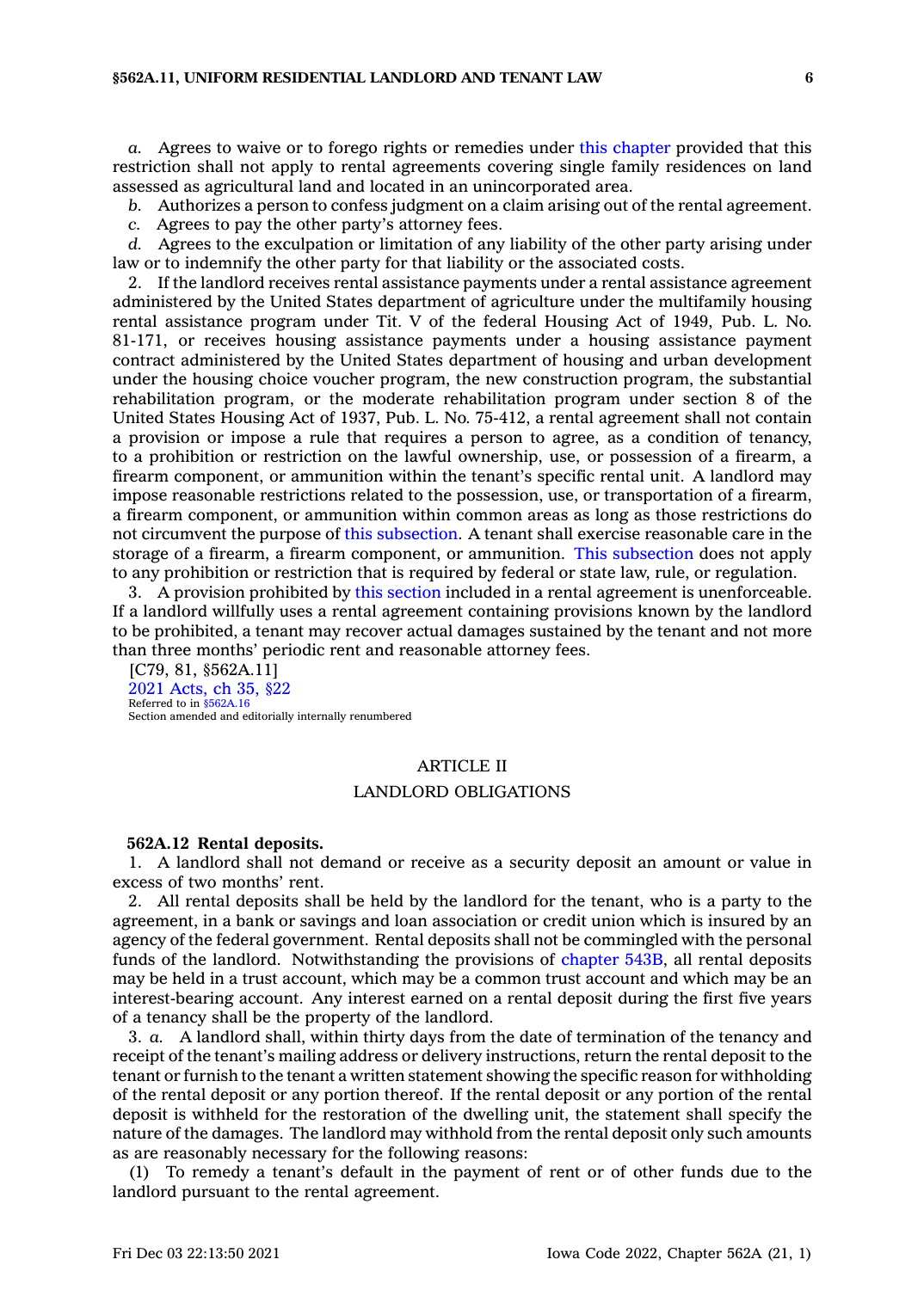*a.* Agrees to waive or to forego rights or remedies under this chapter provided that this restriction shall not apply to rental agreements covering single family residences on land assessed as agricultural land and located in an unincorporated area.

*b.* Authorizes a person to confess judgment on a claim arising out of the rental agreement.

*c.* Agrees to pay the other party's attorney fees.

*d.* Agrees to the exculpation or limitation of any liability of the other party arising under law or to indemnify the other party for that liability or the associated costs.

2. If the landlord receives rental assistance payments under a rental assistance agreement administered by the United States department of agriculture under the multifamily housing rental assistance program under Tit. V of the federal Housing Act of 1949, Pub. L. No. 81-171, or receives housing assistance payments under a housing assistance payment contract administered by the United States department of housing and urban development under the housing choice voucher program, the new construction program, the substantial rehabilitation program, or the moderate rehabilitation program under section 8 of the United States Housing Act of 1937, Pub. L. No. 75-412, a rental agreement shall not contain a provision or impose a rule that requires a person to agree, as a condition of tenancy, to a prohibition or restriction on the lawful ownership, use, or possession of a firearm, a firearm component, or ammunition within the tenant's specific rental unit. A landlord may impose reasonable restrictions related to the possession, use, or transportation of a firearm, a firearm component, or ammunition within common areas as long as those restrictions do not circumvent the purpose of this subsection. A tenant shall exercise reasonable care in the storage of a firearm, a firearm component, or ammunition. This subsection does not apply to any prohibition or restriction that is required by federal or state law, rule, or regulation.

3. A provision prohibited by this section included in a rental agreement is unenforceable. If a landlord willfully uses a rental agreement containing provisions known by the landlord to be prohibited, a tenant may recover actual damages sustained by the tenant and not more than three months' periodic rent and reasonable attorney fees.

[C79, 81, §562A.11]

2021 Acts, ch 35, §22

Referred to in §562A.16

Section amended and editorially internally renumbered

## ARTICLE II

## LANDLORD OBLIGATIONS

**562A.12 Rental deposits.**

1. A landlord shall not demand or receive as a security deposit an amount or value in excess of two months' rent.

2. All rental deposits shall be held by the landlord for the tenant, who is a party to the agreement, in a bank or savings and loan association or credit union which is insured by an agency of the federal government. Rental deposits shall not be commingled with the personal funds of the landlord. Notwithstanding the provisions of chapter 543B, all rental deposits may be held in a trust account, which may be a common trust account and which may be an interest-bearing account. Any interest earned on a rental deposit during the first five years of a tenancy shall be the property of the landlord.

3. *a.* A landlord shall, within thirty days from the date of termination of the tenancy and receipt of the tenant's mailing address or delivery instructions, return the rental deposit to the tenant or furnish to the tenant a written statement showing the specific reason for withholding of the rental deposit or any portion thereof. If the rental deposit or any portion of the rental deposit is withheld for the restoration of the dwelling unit, the statement shall specify the nature of the damages. The landlord may withhold from the rental deposit only such amounts as are reasonably necessary for the following reasons:

(1) To remedy a tenant's default in the payment of rent or of other funds due to the landlord pursuant to the rental agreement.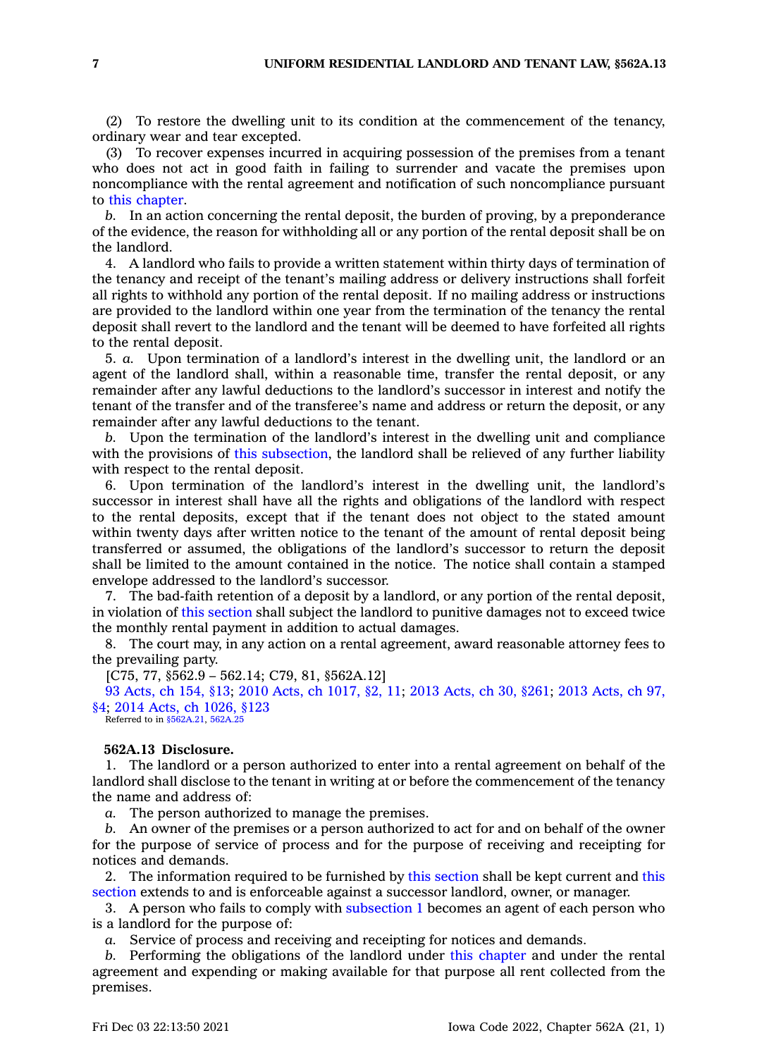(2) To restore the dwelling unit to its condition at the commencement of the tenancy, ordinary wear and tear excepted.

(3) To recover expenses incurred in acquiring possession of the premises from a tenant who does not act in good faith in failing to surrender and vacate the premises upon noncompliance with the rental agreement and notification of such noncompliance pursuant to this chapter.

*b.* In an action concerning the rental deposit, the burden of proving, by a preponderance of the evidence, the reason for withholding all or any portion of the rental deposit shall be on the landlord.

4. A landlord who fails to provide a written statement within thirty days of termination of the tenancy and receipt of the tenant's mailing address or delivery instructions shall forfeit all rights to withhold any portion of the rental deposit. If no mailing address or instructions are provided to the landlord within one year from the termination of the tenancy the rental deposit shall revert to the landlord and the tenant will be deemed to have forfeited all rights to the rental deposit.

5. *a.* Upon termination of a landlord's interest in the dwelling unit, the landlord or an agent of the landlord shall, within a reasonable time, transfer the rental deposit, or any remainder after any lawful deductions to the landlord's successor in interest and notify the tenant of the transfer and of the transferee's name and address or return the deposit, or any remainder after any lawful deductions to the tenant.

*b.* Upon the termination of the landlord's interest in the dwelling unit and compliance with the provisions of this subsection, the landlord shall be relieved of any further liability with respect to the rental deposit.

6. Upon termination of the landlord's interest in the dwelling unit, the landlord's successor in interest shall have all the rights and obligations of the landlord with respect to the rental deposits, except that if the tenant does not object to the stated amount within twenty days after written notice to the tenant of the amount of rental deposit being transferred or assumed, the obligations of the landlord's successor to return the deposit shall be limited to the amount contained in the notice. The notice shall contain a stamped envelope addressed to the landlord's successor.

7. The bad-faith retention of a deposit by a landlord, or any portion of the rental deposit, in violation of this section shall subject the landlord to punitive damages not to exceed twice the monthly rental payment in addition to actual damages.

8. The court may, in any action on a rental agreement, award reasonable attorney fees to the prevailing party.

[C75, 77, §562.9 – 562.14; C79, 81, §562A.12]

93 Acts, ch 154, §13; 2010 Acts, ch 1017, §2, 11; 2013 Acts, ch 30, §261; 2013 Acts, ch 97, §4; 2014 Acts, ch 1026, §123

Referred to in §562A.21, 562A.25

**562A.13 Disclosure.**

1. The landlord or a person authorized to enter into a rental agreement on behalf of the landlord shall disclose to the tenant in writing at or before the commencement of the tenancy the name and address of:

*a.* The person authorized to manage the premises.

*b.* An owner of the premises or a person authorized to act for and on behalf of the owner for the purpose of service of process and for the purpose of receiving and receipting for notices and demands.

2. The information required to be furnished by this section shall be kept current and this section extends to and is enforceable against a successor landlord, owner, or manager.

3. A person who fails to comply with subsection 1 becomes an agent of each person who is a landlord for the purpose of:

*a.* Service of process and receiving and receipting for notices and demands.

*b.* Performing the obligations of the landlord under this chapter and under the rental agreement and expending or making available for that purpose all rent collected from the premises.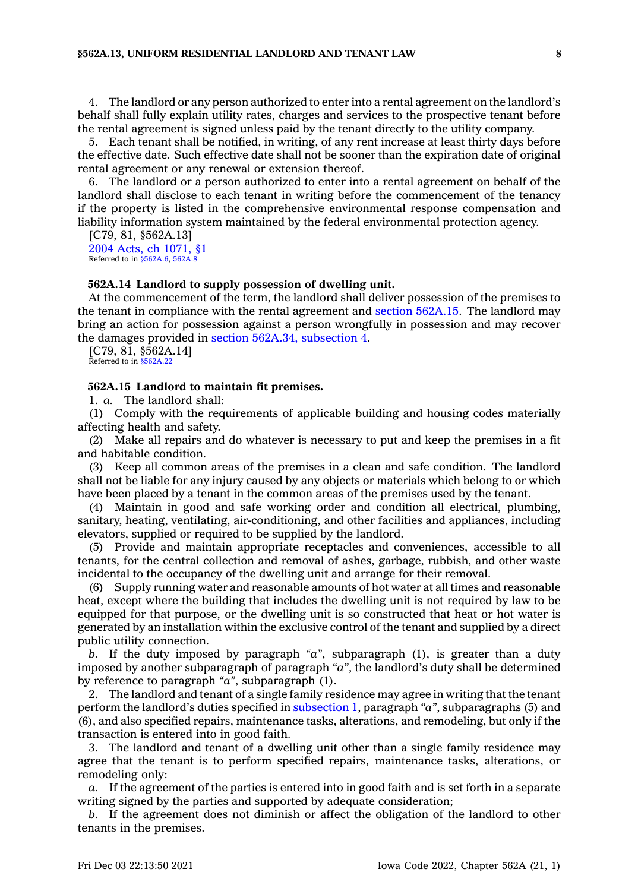4. The landlord or any person authorized to enter into a rental agreement on the landlord's behalf shall fully explain utility rates, charges and services to the prospective tenant before the rental agreement is signed unless paid by the tenant directly to the utility company.

5. Each tenant shall be notified, in writing, of any rent increase at least thirty days before the effective date. Such effective date shall not be sooner than the expiration date of original rental agreement or any renewal or extension thereof.

6. The landlord or a person authorized to enter into a rental agreement on behalf of the landlord shall disclose to each tenant in writing before the commencement of the tenancy if the property is listed in the comprehensive environmental response compensation and liability information system maintained by the federal environmental protection agency.

[C79, 81, §562A.13]
2004 Acts, ch 1071, §1
Referred to in §562A.6, 562A.8

### 562A.14 Landlord to supply possession of dwelling unit.

At the commencement of the term, the landlord shall deliver possession of the premises to the tenant in compliance with the rental agreement and section 562A.15. The landlord may bring an action for possession against a person wrongfully in possession and may recover the damages provided in section 562A.34, subsection 4.

[C79, 81, §562A.14]
Referred to in §562A.22

### 562A.15 Landlord to maintain fit premises.

1. *a.* The landlord shall:

(1) Comply with the requirements of applicable building and housing codes materially affecting health and safety.

(2) Make all repairs and do whatever is necessary to put and keep the premises in a fit and habitable condition.

(3) Keep all common areas of the premises in a clean and safe condition. The landlord shall not be liable for any injury caused by any objects or materials which belong to or which have been placed by a tenant in the common areas of the premises used by the tenant.

(4) Maintain in good and safe working order and condition all electrical, plumbing, sanitary, heating, ventilating, air-conditioning, and other facilities and appliances, including elevators, supplied or required to be supplied by the landlord.

(5) Provide and maintain appropriate receptacles and conveniences, accessible to all tenants, for the central collection and removal of ashes, garbage, rubbish, and other waste incidental to the occupancy of the dwelling unit and arrange for their removal.

(6) Supply running water and reasonable amounts of hot water at all times and reasonable heat, except where the building that includes the dwelling unit is not required by law to be equipped for that purpose, or the dwelling unit is so constructed that heat or hot water is generated by an installation within the exclusive control of the tenant and supplied by a direct public utility connection.

*b.* If the duty imposed by paragraph "*a*", subparagraph (1), is greater than a duty imposed by another subparagraph of paragraph "*a*", the landlord's duty shall be determined by reference to paragraph "*a*", subparagraph (1).

2. The landlord and tenant of a single family residence may agree in writing that the tenant perform the landlord's duties specified in subsection 1, paragraph "*a*", subparagraphs (5) and (6), and also specified repairs, maintenance tasks, alterations, and remodeling, but only if the transaction is entered into in good faith.

3. The landlord and tenant of a dwelling unit other than a single family residence may agree that the tenant is to perform specified repairs, maintenance tasks, alterations, or remodeling only:

*a.* If the agreement of the parties is entered into in good faith and is set forth in a separate writing signed by the parties and supported by adequate consideration;

*b.* If the agreement does not diminish or affect the obligation of the landlord to other tenants in the premises.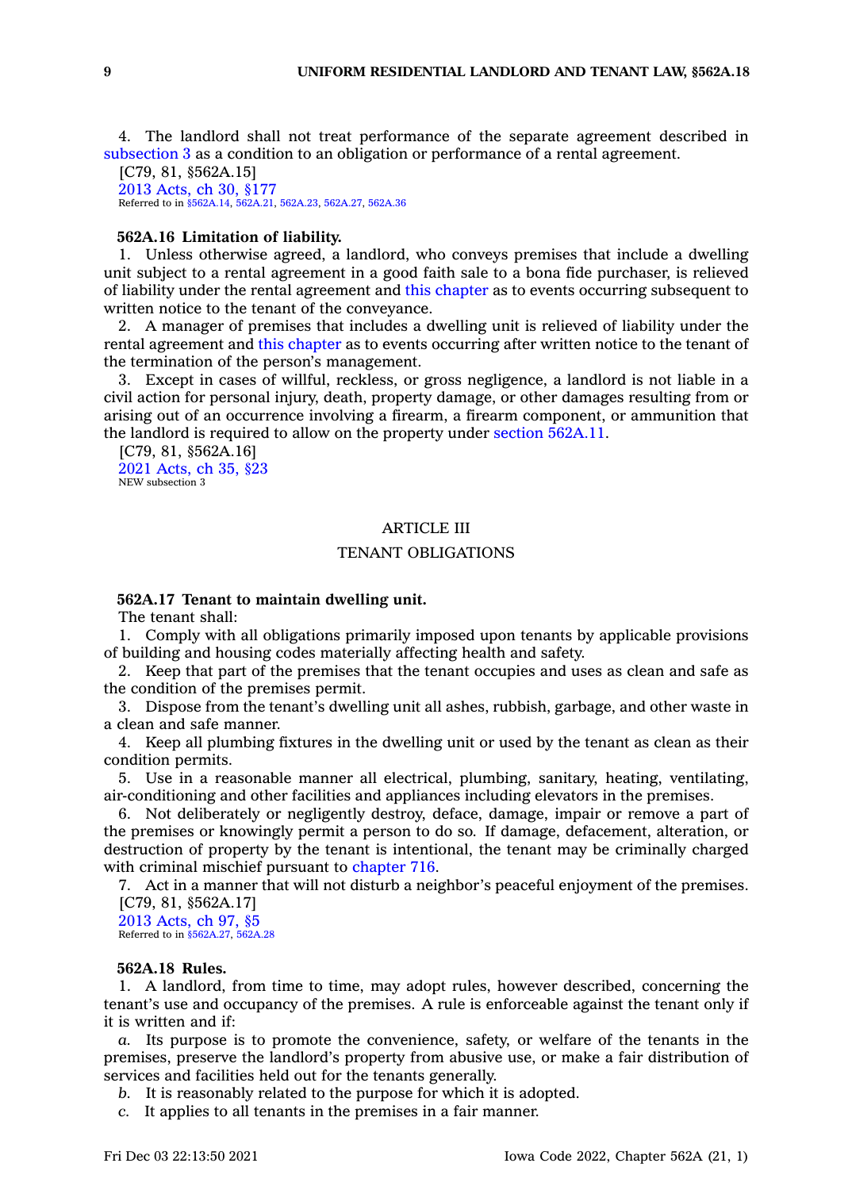4. The landlord shall not treat performance of the separate agreement described in subsection 3 as a condition to an obligation or performance of a rental agreement.

[C79, 81, §562A.15]

2013 Acts, ch 30, §177

Referred to in §562A.14, 562A.21, 562A.23, 562A.27, 562A.36

**562A.16 Limitation of liability.**

1. Unless otherwise agreed, a landlord, who conveys premises that include a dwelling unit subject to a rental agreement in a good faith sale to a bona fide purchaser, is relieved of liability under the rental agreement and this chapter as to events occurring subsequent to written notice to the tenant of the conveyance.

2. A manager of premises that includes a dwelling unit is relieved of liability under the rental agreement and this chapter as to events occurring after written notice to the tenant of the termination of the person's management.

3. Except in cases of willful, reckless, or gross negligence, a landlord is not liable in a civil action for personal injury, death, property damage, or other damages resulting from or arising out of an occurrence involving a firearm, a firearm component, or ammunition that the landlord is required to allow on the property under section 562A.11.

[C79, 81, §562A.16]

2021 Acts, ch 35, §23

NEW subsection 3

## ARTICLE III

## TENANT OBLIGATIONS

**562A.17 Tenant to maintain dwelling unit.**

The tenant shall:

1. Comply with all obligations primarily imposed upon tenants by applicable provisions of building and housing codes materially affecting health and safety.

2. Keep that part of the premises that the tenant occupies and uses as clean and safe as the condition of the premises permit.

3. Dispose from the tenant's dwelling unit all ashes, rubbish, garbage, and other waste in a clean and safe manner.

4. Keep all plumbing fixtures in the dwelling unit or used by the tenant as clean as their condition permits.

5. Use in a reasonable manner all electrical, plumbing, sanitary, heating, ventilating, air-conditioning and other facilities and appliances including elevators in the premises.

6. Not deliberately or negligently destroy, deface, damage, impair or remove a part of the premises or knowingly permit a person to do so. If damage, defacement, alteration, or destruction of property by the tenant is intentional, the tenant may be criminally charged with criminal mischief pursuant to chapter 716.

7. Act in a manner that will not disturb a neighbor's peaceful enjoyment of the premises.

[C79, 81, §562A.17]

2013 Acts, ch 97, §5

Referred to in §562A.27, 562A.28

**562A.18 Rules.**

1. A landlord, from time to time, may adopt rules, however described, concerning the tenant's use and occupancy of the premises. A rule is enforceable against the tenant only if it is written and if:

*a.* Its purpose is to promote the convenience, safety, or welfare of the tenants in the premises, preserve the landlord's property from abusive use, or make a fair distribution of services and facilities held out for the tenants generally.

*b.* It is reasonably related to the purpose for which it is adopted.

*c.* It applies to all tenants in the premises in a fair manner.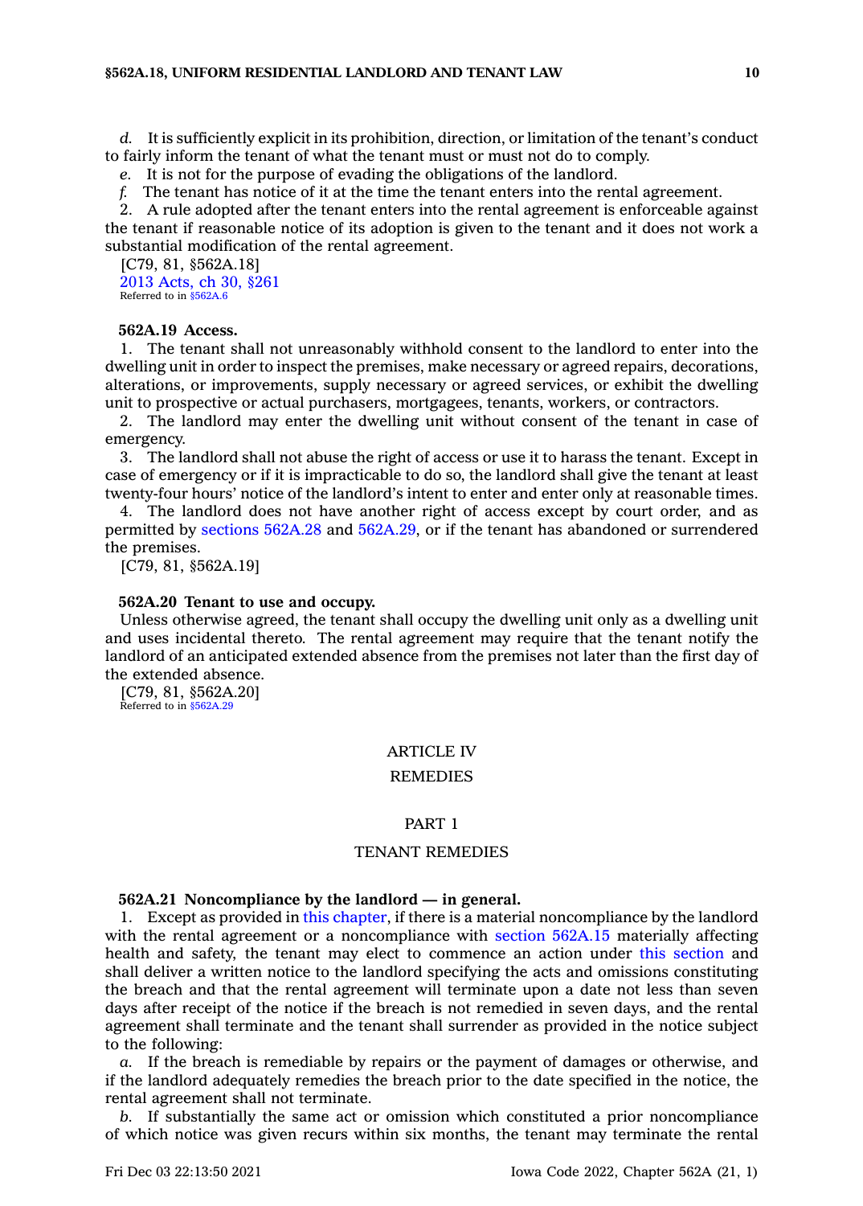*d.* It is sufficiently explicit in its prohibition, direction, or limitation of the tenant's conduct to fairly inform the tenant of what the tenant must or must not do to comply.

*e.* It is not for the purpose of evading the obligations of the landlord.

*f.* The tenant has notice of it at the time the tenant enters into the rental agreement.

2. A rule adopted after the tenant enters into the rental agreement is enforceable against the tenant if reasonable notice of its adoption is given to the tenant and it does not work a substantial modification of the rental agreement.

[C79, 81, §562A.18]

2013 Acts, ch 30, §261

Referred to in §562A.6

**562A.19 Access.**

1. The tenant shall not unreasonably withhold consent to the landlord to enter into the dwelling unit in order to inspect the premises, make necessary or agreed repairs, decorations, alterations, or improvements, supply necessary or agreed services, or exhibit the dwelling unit to prospective or actual purchasers, mortgagees, tenants, workers, or contractors.

2. The landlord may enter the dwelling unit without consent of the tenant in case of emergency.

3. The landlord shall not abuse the right of access or use it to harass the tenant. Except in case of emergency or if it is impracticable to do so, the landlord shall give the tenant at least twenty-four hours' notice of the landlord's intent to enter and enter only at reasonable times.

4. The landlord does not have another right of access except by court order, and as permitted by sections 562A.28 and 562A.29, or if the tenant has abandoned or surrendered the premises.

[C79, 81, §562A.19]

**562A.20 Tenant to use and occupy.**

Unless otherwise agreed, the tenant shall occupy the dwelling unit only as a dwelling unit and uses incidental thereto. The rental agreement may require that the tenant notify the landlord of an anticipated extended absence from the premises not later than the first day of the extended absence.

[C79, 81, §562A.20]

Referred to in §562A.29

ARTICLE IV

REMEDIES

PART 1

TENANT REMEDIES

**562A.21 Noncompliance by the landlord — in general.**

1. Except as provided in this chapter, if there is a material noncompliance by the landlord with the rental agreement or a noncompliance with section 562A.15 materially affecting health and safety, the tenant may elect to commence an action under this section and shall deliver a written notice to the landlord specifying the acts and omissions constituting the breach and that the rental agreement will terminate upon a date not less than seven days after receipt of the notice if the breach is not remedied in seven days, and the rental agreement shall terminate and the tenant shall surrender as provided in the notice subject to the following:

*a.* If the breach is remediable by repairs or the payment of damages or otherwise, and if the landlord adequately remedies the breach prior to the date specified in the notice, the rental agreement shall not terminate.

*b.* If substantially the same act or omission which constituted a prior noncompliance of which notice was given recurs within six months, the tenant may terminate the rental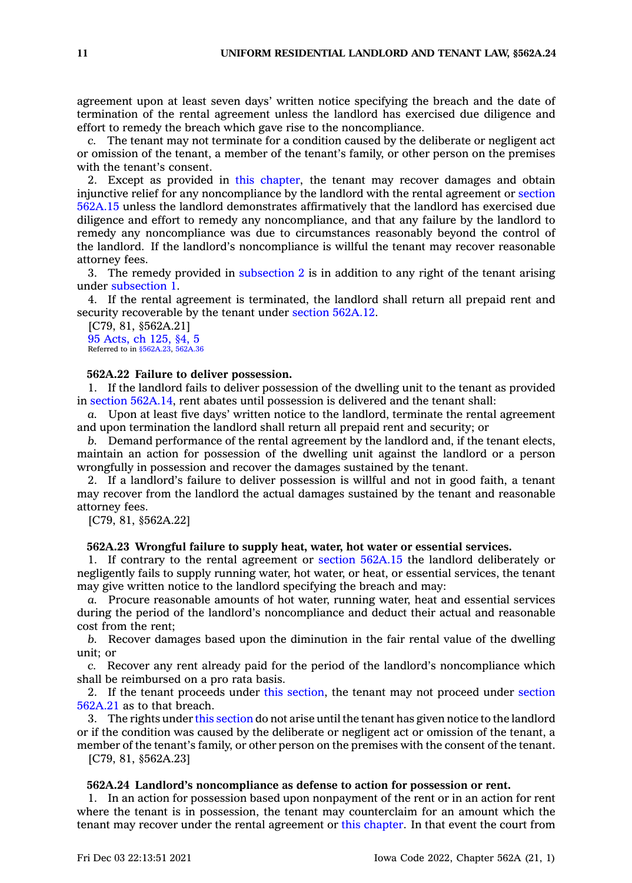agreement upon at least seven days' written notice specifying the breach and the date of termination of the rental agreement unless the landlord has exercised due diligence and effort to remedy the breach which gave rise to the noncompliance.

*c.* The tenant may not terminate for a condition caused by the deliberate or negligent act or omission of the tenant, a member of the tenant's family, or other person on the premises with the tenant's consent.

2. Except as provided in this chapter, the tenant may recover damages and obtain injunctive relief for any noncompliance by the landlord with the rental agreement or section 562A.15 unless the landlord demonstrates affirmatively that the landlord has exercised due diligence and effort to remedy any noncompliance, and that any failure by the landlord to remedy any noncompliance was due to circumstances reasonably beyond the control of the landlord. If the landlord's noncompliance is willful the tenant may recover reasonable attorney fees.

3. The remedy provided in subsection 2 is in addition to any right of the tenant arising under subsection 1.

4. If the rental agreement is terminated, the landlord shall return all prepaid rent and security recoverable by the tenant under section 562A.12.

[C79, 81, §562A.21]

95 Acts, ch 125, §4, 5

Referred to in §562A.23, 562A.36

**562A.22 Failure to deliver possession.**

1. If the landlord fails to deliver possession of the dwelling unit to the tenant as provided in section 562A.14, rent abates until possession is delivered and the tenant shall:

*a.* Upon at least five days' written notice to the landlord, terminate the rental agreement and upon termination the landlord shall return all prepaid rent and security; or

*b.* Demand performance of the rental agreement by the landlord and, if the tenant elects, maintain an action for possession of the dwelling unit against the landlord or a person wrongfully in possession and recover the damages sustained by the tenant.

2. If a landlord's failure to deliver possession is willful and not in good faith, a tenant may recover from the landlord the actual damages sustained by the tenant and reasonable attorney fees.

[C79, 81, §562A.22]

**562A.23 Wrongful failure to supply heat, water, hot water or essential services.**

1. If contrary to the rental agreement or section 562A.15 the landlord deliberately or negligently fails to supply running water, hot water, or heat, or essential services, the tenant may give written notice to the landlord specifying the breach and may:

*a.* Procure reasonable amounts of hot water, running water, heat and essential services during the period of the landlord's noncompliance and deduct their actual and reasonable cost from the rent;

*b.* Recover damages based upon the diminution in the fair rental value of the dwelling unit; or

*c.* Recover any rent already paid for the period of the landlord's noncompliance which shall be reimbursed on a pro rata basis.

2. If the tenant proceeds under this section, the tenant may not proceed under section 562A.21 as to that breach.

3. The rights under this section do not arise until the tenant has given notice to the landlord or if the condition was caused by the deliberate or negligent act or omission of the tenant, a member of the tenant's family, or other person on the premises with the consent of the tenant.

[C79, 81, §562A.23]

**562A.24 Landlord's noncompliance as defense to action for possession or rent.**

1. In an action for possession based upon nonpayment of the rent or in an action for rent where the tenant is in possession, the tenant may counterclaim for an amount which the tenant may recover under the rental agreement or this chapter. In that event the court from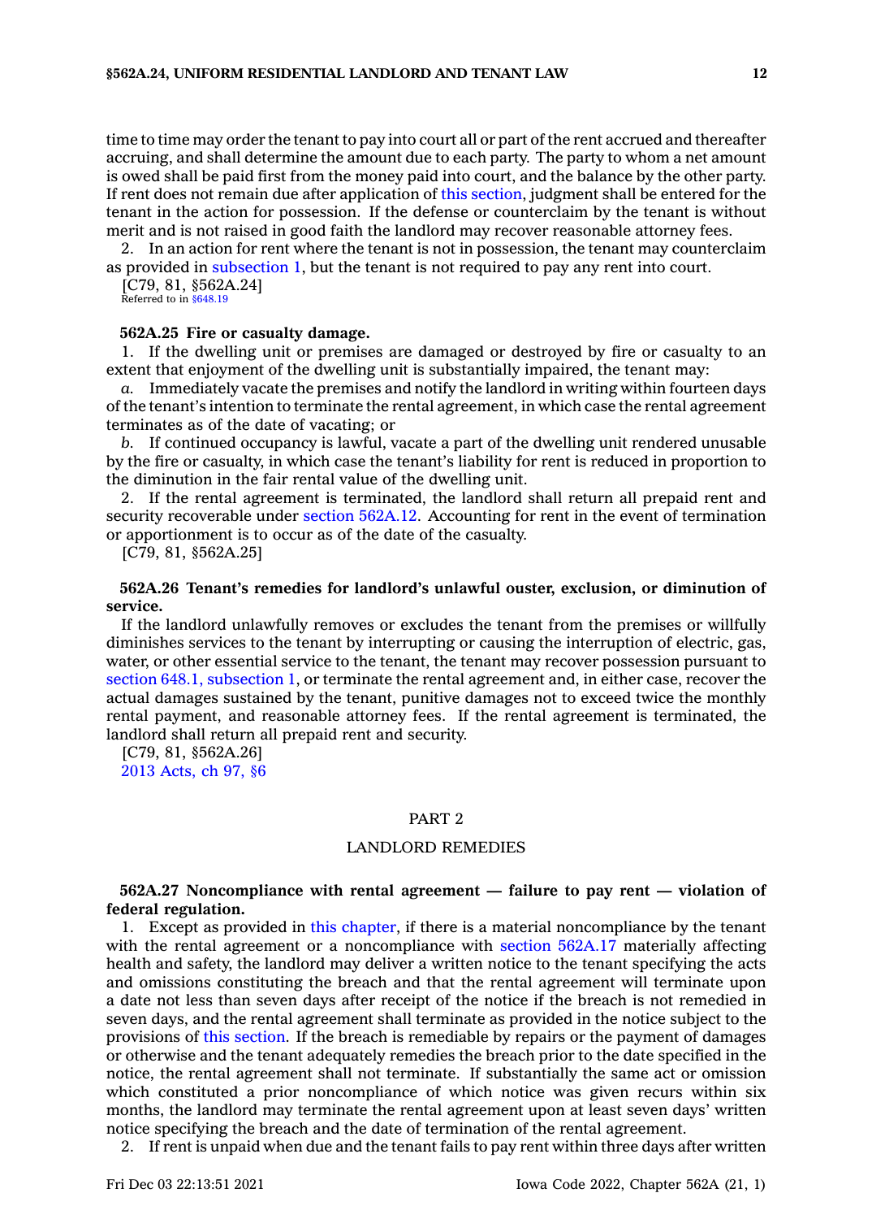time to time may order the tenant to pay into court all or part of the rent accrued and thereafter accruing, and shall determine the amount due to each party. The party to whom a net amount is owed shall be paid first from the money paid into court, and the balance by the other party. If rent does not remain due after application of this section, judgment shall be entered for the tenant in the action for possession. If the defense or counterclaim by the tenant is without merit and is not raised in good faith the landlord may recover reasonable attorney fees.

2. In an action for rent where the tenant is not in possession, the tenant may counterclaim as provided in subsection 1, but the tenant is not required to pay any rent into court.

[C79, 81, §562A.24]

Referred to in §648.19

**562A.25 Fire or casualty damage.**

1. If the dwelling unit or premises are damaged or destroyed by fire or casualty to an extent that enjoyment of the dwelling unit is substantially impaired, the tenant may:

*a.* Immediately vacate the premises and notify the landlord in writing within fourteen days of the tenant's intention to terminate the rental agreement, in which case the rental agreement terminates as of the date of vacating; or

*b.* If continued occupancy is lawful, vacate a part of the dwelling unit rendered unusable by the fire or casualty, in which case the tenant's liability for rent is reduced in proportion to the diminution in the fair rental value of the dwelling unit.

2. If the rental agreement is terminated, the landlord shall return all prepaid rent and security recoverable under section 562A.12. Accounting for rent in the event of termination or apportionment is to occur as of the date of the casualty.

[C79, 81, §562A.25]

**562A.26 Tenant's remedies for landlord's unlawful ouster, exclusion, or diminution of service.**

If the landlord unlawfully removes or excludes the tenant from the premises or willfully diminishes services to the tenant by interrupting or causing the interruption of electric, gas, water, or other essential service to the tenant, the tenant may recover possession pursuant to section 648.1, subsection 1, or terminate the rental agreement and, in either case, recover the actual damages sustained by the tenant, punitive damages not to exceed twice the monthly rental payment, and reasonable attorney fees. If the rental agreement is terminated, the landlord shall return all prepaid rent and security.

[C79, 81, §562A.26]

2013 Acts, ch 97, §6

## PART 2

## LANDLORD REMEDIES

**562A.27 Noncompliance with rental agreement — failure to pay rent — violation of federal regulation.**

1. Except as provided in this chapter, if there is a material noncompliance by the tenant with the rental agreement or a noncompliance with section 562A.17 materially affecting health and safety, the landlord may deliver a written notice to the tenant specifying the acts and omissions constituting the breach and that the rental agreement will terminate upon a date not less than seven days after receipt of the notice if the breach is not remedied in seven days, and the rental agreement shall terminate as provided in the notice subject to the provisions of this section. If the breach is remediable by repairs or the payment of damages or otherwise and the tenant adequately remedies the breach prior to the date specified in the notice, the rental agreement shall not terminate. If substantially the same act or omission which constituted a prior noncompliance of which notice was given recurs within six months, the landlord may terminate the rental agreement upon at least seven days' written notice specifying the breach and the date of termination of the rental agreement.

2. If rent is unpaid when due and the tenant fails to pay rent within three days after written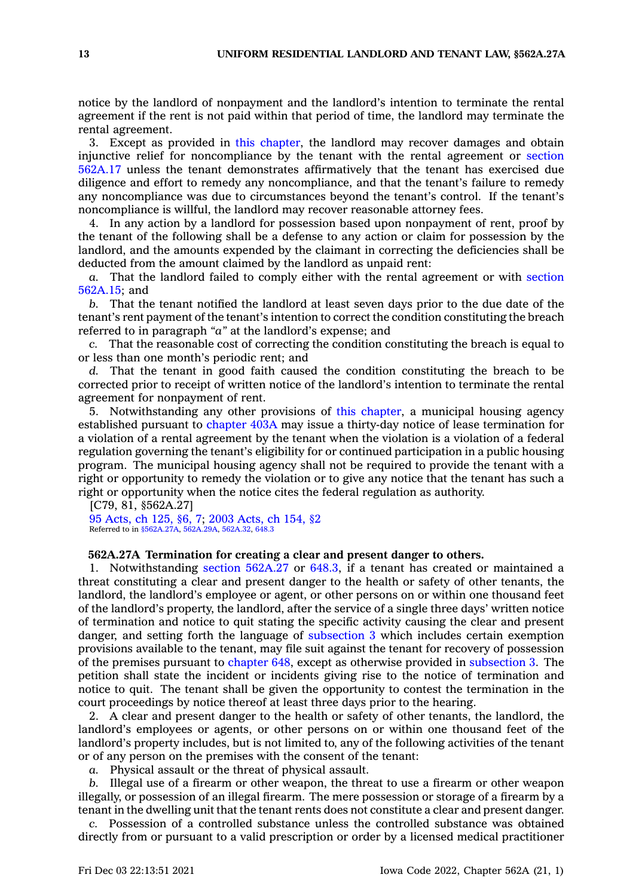notice by the landlord of nonpayment and the landlord's intention to terminate the rental agreement if the rent is not paid within that period of time, the landlord may terminate the rental agreement.

3. Except as provided in this chapter, the landlord may recover damages and obtain injunctive relief for noncompliance by the tenant with the rental agreement or section 562A.17 unless the tenant demonstrates affirmatively that the tenant has exercised due diligence and effort to remedy any noncompliance, and that the tenant's failure to remedy any noncompliance was due to circumstances beyond the tenant's control. If the tenant's noncompliance is willful, the landlord may recover reasonable attorney fees.

4. In any action by a landlord for possession based upon nonpayment of rent, proof by the tenant of the following shall be a defense to any action or claim for possession by the landlord, and the amounts expended by the claimant in correcting the deficiencies shall be deducted from the amount claimed by the landlord as unpaid rent:

*a.* That the landlord failed to comply either with the rental agreement or with section 562A.15; and

*b.* That the tenant notified the landlord at least seven days prior to the due date of the tenant's rent payment of the tenant's intention to correct the condition constituting the breach referred to in paragraph *"a"* at the landlord's expense; and

*c.* That the reasonable cost of correcting the condition constituting the breach is equal to or less than one month's periodic rent; and

*d.* That the tenant in good faith caused the condition constituting the breach to be corrected prior to receipt of written notice of the landlord's intention to terminate the rental agreement for nonpayment of rent.

5. Notwithstanding any other provisions of this chapter, a municipal housing agency established pursuant to chapter 403A may issue a thirty-day notice of lease termination for a violation of a rental agreement by the tenant when the violation is a violation of a federal regulation governing the tenant's eligibility for or continued participation in a public housing program. The municipal housing agency shall not be required to provide the tenant with a right or opportunity to remedy the violation or to give any notice that the tenant has such a right or opportunity when the notice cites the federal regulation as authority.

[C79, 81, §562A.27]

95 Acts, ch 125, §6, 7; 2003 Acts, ch 154, §2

Referred to in §562A.27A, 562A.29A, 562A.32, 648.3

**562A.27A Termination for creating a clear and present danger to others.**

1. Notwithstanding section 562A.27 or 648.3, if a tenant has created or maintained a threat constituting a clear and present danger to the health or safety of other tenants, the landlord, the landlord's employee or agent, or other persons on or within one thousand feet of the landlord's property, the landlord, after the service of a single three days' written notice of termination and notice to quit stating the specific activity causing the clear and present danger, and setting forth the language of subsection 3 which includes certain exemption provisions available to the tenant, may file suit against the tenant for recovery of possession of the premises pursuant to chapter 648, except as otherwise provided in subsection 3. The petition shall state the incident or incidents giving rise to the notice of termination and notice to quit. The tenant shall be given the opportunity to contest the termination in the court proceedings by notice thereof at least three days prior to the hearing.

2. A clear and present danger to the health or safety of other tenants, the landlord, the landlord's employees or agents, or other persons on or within one thousand feet of the landlord's property includes, but is not limited to, any of the following activities of the tenant or of any person on the premises with the consent of the tenant:

*a.* Physical assault or the threat of physical assault.

*b.* Illegal use of a firearm or other weapon, the threat to use a firearm or other weapon illegally, or possession of an illegal firearm. The mere possession or storage of a firearm by a tenant in the dwelling unit that the tenant rents does not constitute a clear and present danger.

*c.* Possession of a controlled substance unless the controlled substance was obtained directly from or pursuant to a valid prescription or order by a licensed medical practitioner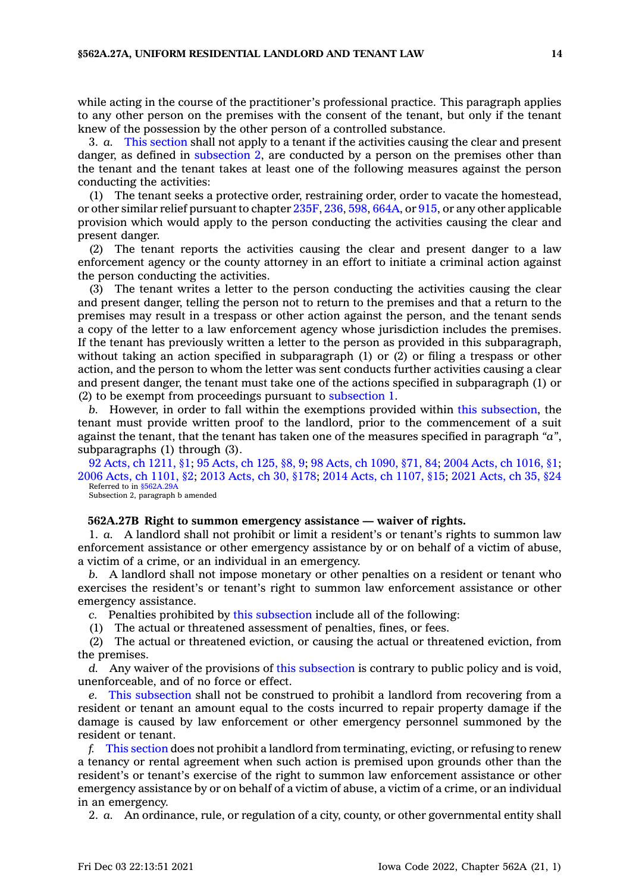while acting in the course of the practitioner's professional practice. This paragraph applies to any other person on the premises with the consent of the tenant, but only if the tenant knew of the possession by the other person of a controlled substance.

3. *a.* This section shall not apply to a tenant if the activities causing the clear and present danger, as defined in subsection 2, are conducted by a person on the premises other than the tenant and the tenant takes at least one of the following measures against the person conducting the activities:

(1) The tenant seeks a protective order, restraining order, order to vacate the homestead, or other similar relief pursuant to chapter 235F, 236, 598, 664A, or 915, or any other applicable provision which would apply to the person conducting the activities causing the clear and present danger.

(2) The tenant reports the activities causing the clear and present danger to a law enforcement agency or the county attorney in an effort to initiate a criminal action against the person conducting the activities.

(3) The tenant writes a letter to the person conducting the activities causing the clear and present danger, telling the person not to return to the premises and that a return to the premises may result in a trespass or other action against the person, and the tenant sends a copy of the letter to a law enforcement agency whose jurisdiction includes the premises. If the tenant has previously written a letter to the person as provided in this subparagraph, without taking an action specified in subparagraph (1) or (2) or filing a trespass or other action, and the person to whom the letter was sent conducts further activities causing a clear and present danger, the tenant must take one of the actions specified in subparagraph (1) or (2) to be exempt from proceedings pursuant to subsection 1.

*b.* However, in order to fall within the exemptions provided within this subsection, the tenant must provide written proof to the landlord, prior to the commencement of a suit against the tenant, that the tenant has taken one of the measures specified in paragraph *"a"*, subparagraphs (1) through (3).

92 Acts, ch 1211, §1; 95 Acts, ch 125, §8, 9; 98 Acts, ch 1090, §71, 84; 2004 Acts, ch 1016, §1; 2006 Acts, ch 1101, §2; 2013 Acts, ch 30, §178; 2014 Acts, ch 1107, §15; 2021 Acts, ch 35, §24
Referred to in §562A.29A
Subsection 2, paragraph b amended

**562A.27B Right to summon emergency assistance — waiver of rights.**

1. *a.* A landlord shall not prohibit or limit a resident's or tenant's rights to summon law enforcement assistance or other emergency assistance by or on behalf of a victim of abuse, a victim of a crime, or an individual in an emergency.

*b.* A landlord shall not impose monetary or other penalties on a resident or tenant who exercises the resident's or tenant's right to summon law enforcement assistance or other emergency assistance.

*c.* Penalties prohibited by this subsection include all of the following:

(1) The actual or threatened assessment of penalties, fines, or fees.

(2) The actual or threatened eviction, or causing the actual or threatened eviction, from the premises.

*d.* Any waiver of the provisions of this subsection is contrary to public policy and is void, unenforceable, and of no force or effect.

*e.* This subsection shall not be construed to prohibit a landlord from recovering from a resident or tenant an amount equal to the costs incurred to repair property damage if the damage is caused by law enforcement or other emergency personnel summoned by the resident or tenant.

*f.* This section does not prohibit a landlord from terminating, evicting, or refusing to renew a tenancy or rental agreement when such action is premised upon grounds other than the resident's or tenant's exercise of the right to summon law enforcement assistance or other emergency assistance by or on behalf of a victim of abuse, a victim of a crime, or an individual in an emergency.

2. *a.* An ordinance, rule, or regulation of a city, county, or other governmental entity shall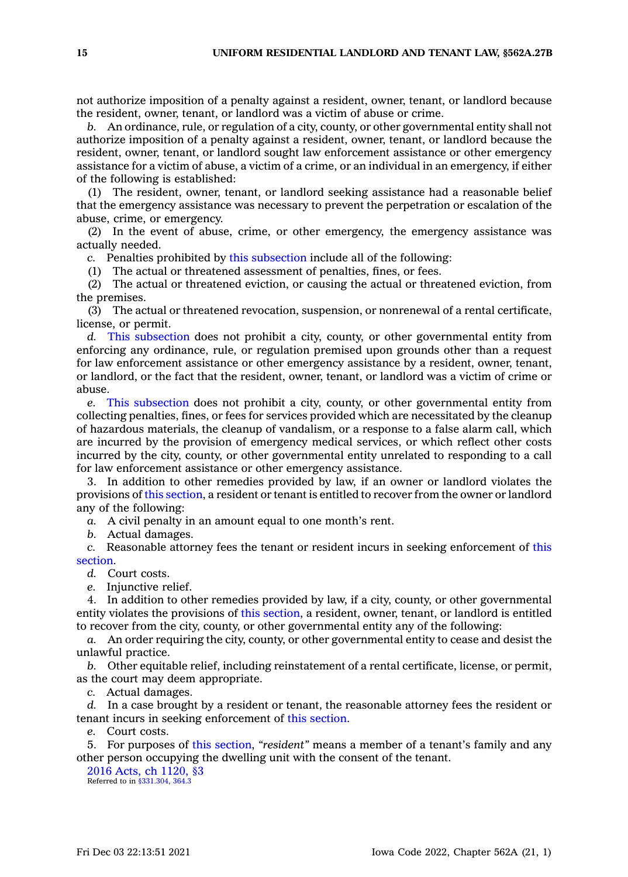not authorize imposition of a penalty against a resident, owner, tenant, or landlord because the resident, owner, tenant, or landlord was a victim of abuse or crime.

*b.* An ordinance, rule, or regulation of a city, county, or other governmental entity shall not authorize imposition of a penalty against a resident, owner, tenant, or landlord because the resident, owner, tenant, or landlord sought law enforcement assistance or other emergency assistance for a victim of abuse, a victim of a crime, or an individual in an emergency, if either of the following is established:

(1) The resident, owner, tenant, or landlord seeking assistance had a reasonable belief that the emergency assistance was necessary to prevent the perpetration or escalation of the abuse, crime, or emergency.

(2) In the event of abuse, crime, or other emergency, the emergency assistance was actually needed.

*c.* Penalties prohibited by this subsection include all of the following:

(1) The actual or threatened assessment of penalties, fines, or fees.

(2) The actual or threatened eviction, or causing the actual or threatened eviction, from the premises.

(3) The actual or threatened revocation, suspension, or nonrenewal of a rental certificate, license, or permit.

*d.* This subsection does not prohibit a city, county, or other governmental entity from enforcing any ordinance, rule, or regulation premised upon grounds other than a request for law enforcement assistance or other emergency assistance by a resident, owner, tenant, or landlord, or the fact that the resident, owner, tenant, or landlord was a victim of crime or abuse.

*e.* This subsection does not prohibit a city, county, or other governmental entity from collecting penalties, fines, or fees for services provided which are necessitated by the cleanup of hazardous materials, the cleanup of vandalism, or a response to a false alarm call, which are incurred by the provision of emergency medical services, or which reflect other costs incurred by the city, county, or other governmental entity unrelated to responding to a call for law enforcement assistance or other emergency assistance.

3. In addition to other remedies provided by law, if an owner or landlord violates the provisions of this section, a resident or tenant is entitled to recover from the owner or landlord any of the following:

*a.* A civil penalty in an amount equal to one month's rent.

*b.* Actual damages.

*c.* Reasonable attorney fees the tenant or resident incurs in seeking enforcement of this section.

*d.* Court costs.

*e.* Injunctive relief.

4. In addition to other remedies provided by law, if a city, county, or other governmental entity violates the provisions of this section, a resident, owner, tenant, or landlord is entitled to recover from the city, county, or other governmental entity any of the following:

*a.* An order requiring the city, county, or other governmental entity to cease and desist the unlawful practice.

*b.* Other equitable relief, including reinstatement of a rental certificate, license, or permit, as the court may deem appropriate.

*c.* Actual damages.

*d.* In a case brought by a resident or tenant, the reasonable attorney fees the resident or tenant incurs in seeking enforcement of this section.

*e.* Court costs.

5. For purposes of this section, *"resident"* means a member of a tenant's family and any other person occupying the dwelling unit with the consent of the tenant.

2016 Acts, ch 1120, §3
Referred to in §331.304, 364.3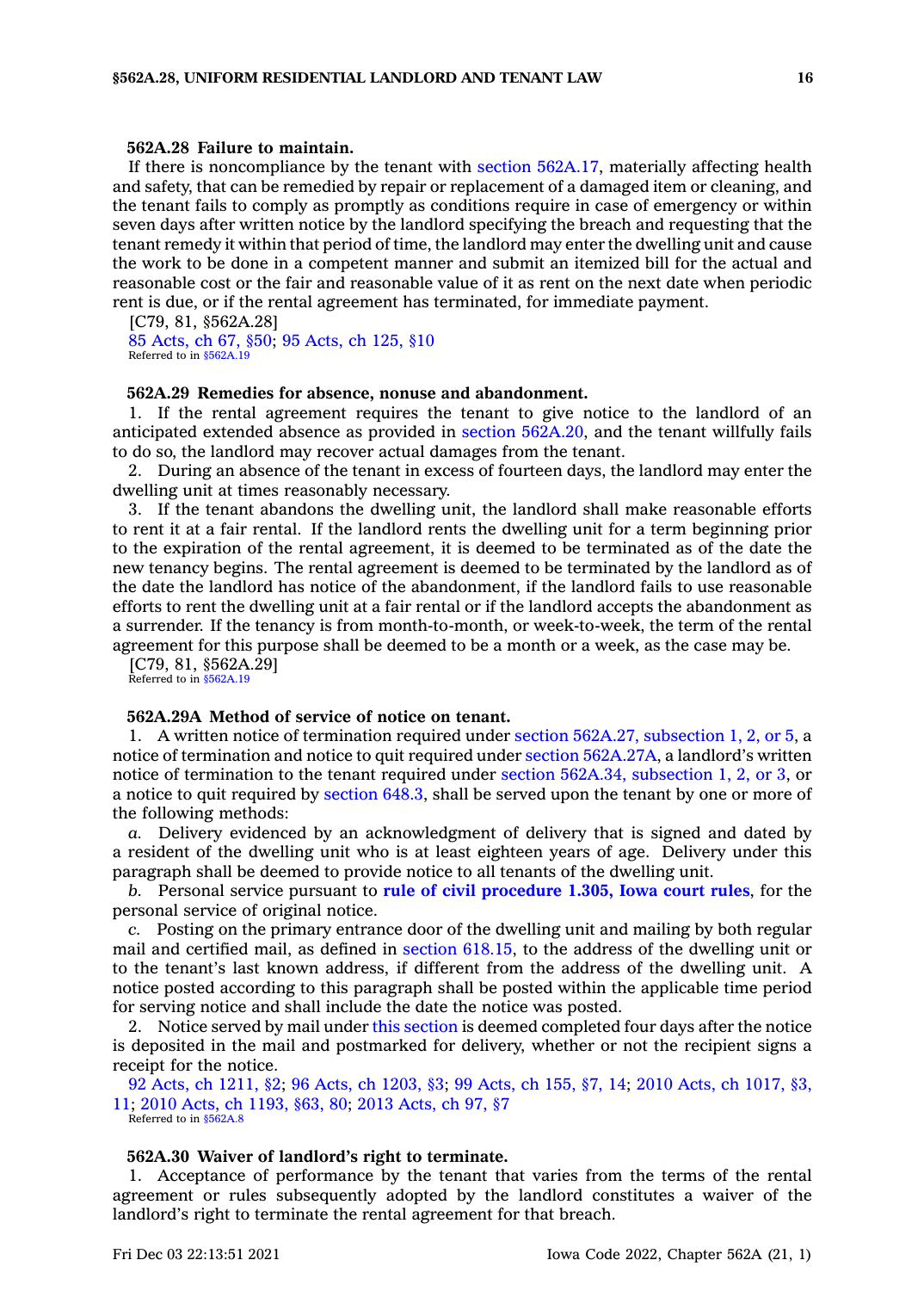**562A.28 Failure to maintain.**

If there is noncompliance by the tenant with section 562A.17, materially affecting health and safety, that can be remedied by repair or replacement of a damaged item or cleaning, and the tenant fails to comply as promptly as conditions require in case of emergency or within seven days after written notice by the landlord specifying the breach and requesting that the tenant remedy it within that period of time, the landlord may enter the dwelling unit and cause the work to be done in a competent manner and submit an itemized bill for the actual and reasonable cost or the fair and reasonable value of it as rent on the next date when periodic rent is due, or if the rental agreement has terminated, for immediate payment.

[C79, 81, §562A.28]

85 Acts, ch 67, §50; 95 Acts, ch 125, §10

Referred to in §562A.19

**562A.29 Remedies for absence, nonuse and abandonment.**

1. If the rental agreement requires the tenant to give notice to the landlord of an anticipated extended absence as provided in section 562A.20, and the tenant willfully fails to do so, the landlord may recover actual damages from the tenant.

2. During an absence of the tenant in excess of fourteen days, the landlord may enter the dwelling unit at times reasonably necessary.

3. If the tenant abandons the dwelling unit, the landlord shall make reasonable efforts to rent it at a fair rental. If the landlord rents the dwelling unit for a term beginning prior to the expiration of the rental agreement, it is deemed to be terminated as of the date the new tenancy begins. The rental agreement is deemed to be terminated by the landlord as of the date the landlord has notice of the abandonment, if the landlord fails to use reasonable efforts to rent the dwelling unit at a fair rental or if the landlord accepts the abandonment as a surrender. If the tenancy is from month-to-month, or week-to-week, the term of the rental agreement for this purpose shall be deemed to be a month or a week, as the case may be.

[C79, 81, §562A.29]

Referred to in §562A.19

**562A.29A Method of service of notice on tenant.**

1. A written notice of termination required under section 562A.27, subsection 1, 2, or 5, a notice of termination and notice to quit required under section 562A.27A, a landlord's written notice of termination to the tenant required under section 562A.34, subsection 1, 2, or 3, or a notice to quit required by section 648.3, shall be served upon the tenant by one or more of the following methods:

*a.* Delivery evidenced by an acknowledgment of delivery that is signed and dated by a resident of the dwelling unit who is at least eighteen years of age. Delivery under this paragraph shall be deemed to provide notice to all tenants of the dwelling unit.

*b.* Personal service pursuant to **rule of civil procedure 1.305, Iowa court rules**, for the personal service of original notice.

*c.* Posting on the primary entrance door of the dwelling unit and mailing by both regular mail and certified mail, as defined in section 618.15, to the address of the dwelling unit or to the tenant's last known address, if different from the address of the dwelling unit. A notice posted according to this paragraph shall be posted within the applicable time period for serving notice and shall include the date the notice was posted.

2. Notice served by mail under this section is deemed completed four days after the notice is deposited in the mail and postmarked for delivery, whether or not the recipient signs a receipt for the notice.

92 Acts, ch 1211, §2; 96 Acts, ch 1203, §3; 99 Acts, ch 155, §7, 14; 2010 Acts, ch 1017, §3, 11; 2010 Acts, ch 1193, §63, 80; 2013 Acts, ch 97, §7

Referred to in §562A.8

**562A.30 Waiver of landlord's right to terminate.**

1. Acceptance of performance by the tenant that varies from the terms of the rental agreement or rules subsequently adopted by the landlord constitutes a waiver of the landlord's right to terminate the rental agreement for that breach.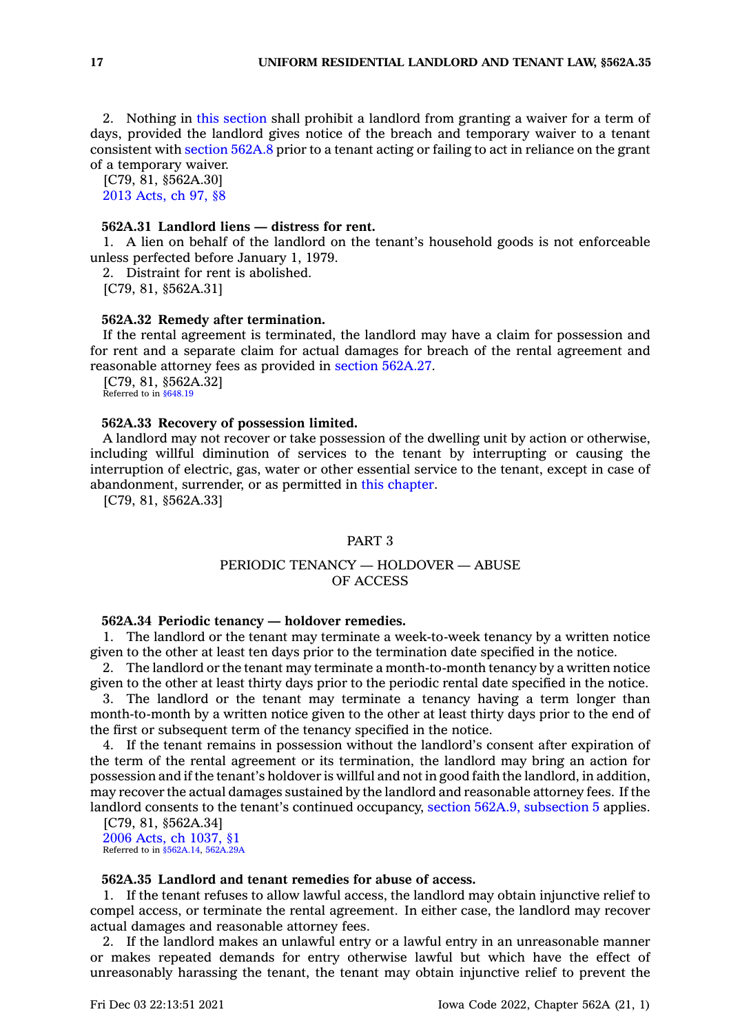2. Nothing in this section shall prohibit a landlord from granting a waiver for a term of days, provided the landlord gives notice of the breach and temporary waiver to a tenant consistent with section 562A.8 prior to a tenant acting or failing to act in reliance on the grant of a temporary waiver.

[C79, 81, §562A.30]

2013 Acts, ch 97, §8

**562A.31 Landlord liens — distress for rent.**

1. A lien on behalf of the landlord on the tenant's household goods is not enforceable unless perfected before January 1, 1979.

2. Distraint for rent is abolished.

[C79, 81, §562A.31]

**562A.32 Remedy after termination.**

If the rental agreement is terminated, the landlord may have a claim for possession and for rent and a separate claim for actual damages for breach of the rental agreement and reasonable attorney fees as provided in section 562A.27.

[C79, 81, §562A.32]

Referred to in §648.19

**562A.33 Recovery of possession limited.**

A landlord may not recover or take possession of the dwelling unit by action or otherwise, including willful diminution of services to the tenant by interrupting or causing the interruption of electric, gas, water or other essential service to the tenant, except in case of abandonment, surrender, or as permitted in this chapter.

[C79, 81, §562A.33]

## PART 3

## PERIODIC TENANCY — HOLDOVER — ABUSE OF ACCESS

**562A.34 Periodic tenancy — holdover remedies.**

1. The landlord or the tenant may terminate a week-to-week tenancy by a written notice given to the other at least ten days prior to the termination date specified in the notice.

2. The landlord or the tenant may terminate a month-to-month tenancy by a written notice given to the other at least thirty days prior to the periodic rental date specified in the notice.

3. The landlord or the tenant may terminate a tenancy having a term longer than month-to-month by a written notice given to the other at least thirty days prior to the end of the first or subsequent term of the tenancy specified in the notice.

4. If the tenant remains in possession without the landlord's consent after expiration of the term of the rental agreement or its termination, the landlord may bring an action for possession and if the tenant's holdover is willful and not in good faith the landlord, in addition, may recover the actual damages sustained by the landlord and reasonable attorney fees. If the landlord consents to the tenant's continued occupancy, section 562A.9, subsection 5 applies.

[C79, 81, §562A.34]

2006 Acts, ch 1037, §1

Referred to in §562A.14, 562A.29A

**562A.35 Landlord and tenant remedies for abuse of access.**

1. If the tenant refuses to allow lawful access, the landlord may obtain injunctive relief to compel access, or terminate the rental agreement. In either case, the landlord may recover actual damages and reasonable attorney fees.

2. If the landlord makes an unlawful entry or a lawful entry in an unreasonable manner or makes repeated demands for entry otherwise lawful but which have the effect of unreasonably harassing the tenant, the tenant may obtain injunctive relief to prevent the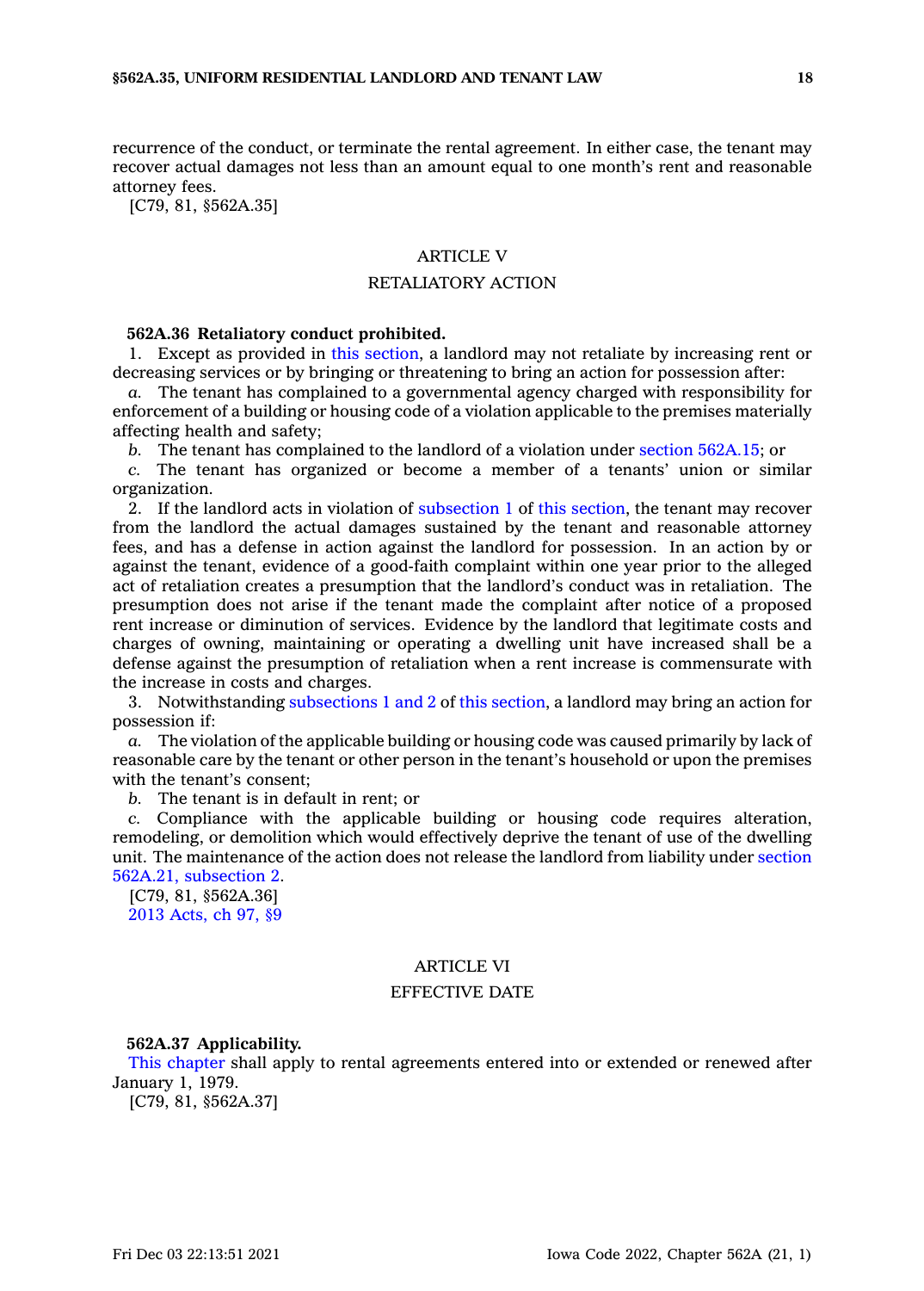recurrence of the conduct, or terminate the rental agreement. In either case, the tenant may recover actual damages not less than an amount equal to one month's rent and reasonable attorney fees.

[C79, 81, §562A.35]

## ARTICLE V

## RETALIATORY ACTION

**562A.36 Retaliatory conduct prohibited.**

1. Except as provided in this section, a landlord may not retaliate by increasing rent or decreasing services or by bringing or threatening to bring an action for possession after:

*a.* The tenant has complained to a governmental agency charged with responsibility for enforcement of a building or housing code of a violation applicable to the premises materially affecting health and safety;

*b.* The tenant has complained to the landlord of a violation under section 562A.15; or

*c.* The tenant has organized or become a member of a tenants' union or similar organization.

2. If the landlord acts in violation of subsection 1 of this section, the tenant may recover from the landlord the actual damages sustained by the tenant and reasonable attorney fees, and has a defense in action against the landlord for possession. In an action by or against the tenant, evidence of a good-faith complaint within one year prior to the alleged act of retaliation creates a presumption that the landlord's conduct was in retaliation. The presumption does not arise if the tenant made the complaint after notice of a proposed rent increase or diminution of services. Evidence by the landlord that legitimate costs and charges of owning, maintaining or operating a dwelling unit have increased shall be a defense against the presumption of retaliation when a rent increase is commensurate with the increase in costs and charges.

3. Notwithstanding subsections 1 and 2 of this section, a landlord may bring an action for possession if:

*a.* The violation of the applicable building or housing code was caused primarily by lack of reasonable care by the tenant or other person in the tenant's household or upon the premises with the tenant's consent;

*b.* The tenant is in default in rent; or

*c.* Compliance with the applicable building or housing code requires alteration, remodeling, or demolition which would effectively deprive the tenant of use of the dwelling unit. The maintenance of the action does not release the landlord from liability under section 562A.21, subsection 2.

[C79, 81, §562A.36]
2013 Acts, ch 97, §9

## ARTICLE VI

## EFFECTIVE DATE

**562A.37 Applicability.**

This chapter shall apply to rental agreements entered into or extended or renewed after January 1, 1979.

[C79, 81, §562A.37]